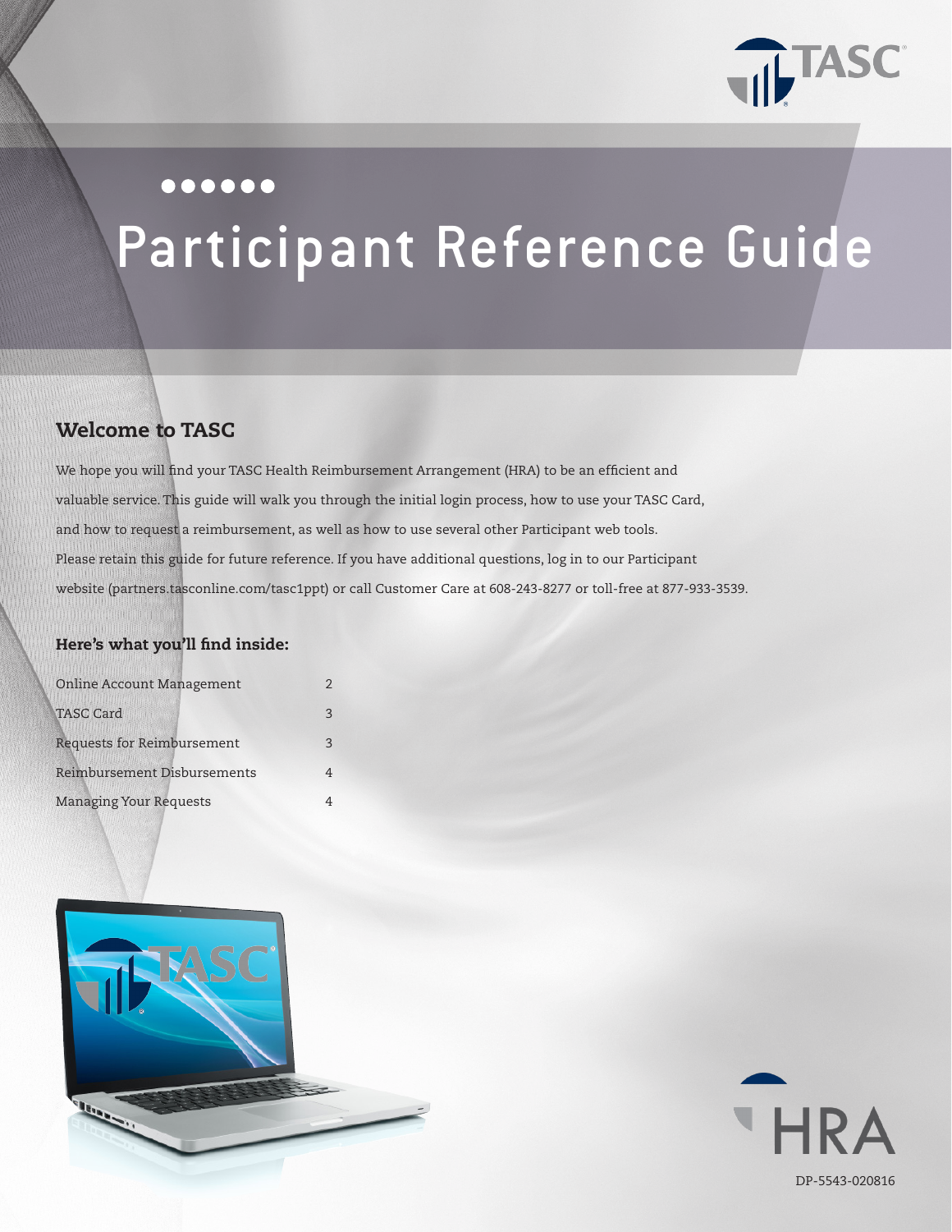# Participant Reference Guide

## Welcome to TASC

We hope you will find your TASC Health Reimbursement Arrangement (HRA) to be an efficient and valuable service. This guide will walk you through the initial login process, how to use your TASC Card, and how to request a reimbursement, as well as how to use several other Participant web tools. Please retain this guide for future reference. If you have additional questions, log in to our Participant website (partners.tasconline.com/tasc1ppt) or call Customer Care at 608-243-8277 or toll-free at 877-933-3539.

### Here's what you'll find inside:

| | |
|---|---|
| Online Account Management | 2 |
| TASC Card | 3 |
| Requests for Reimbursement | 3 |
| Reimbursement Disbursements | 4 |
| Managing Your Requests | 4 |

HRA

DP-5543-020816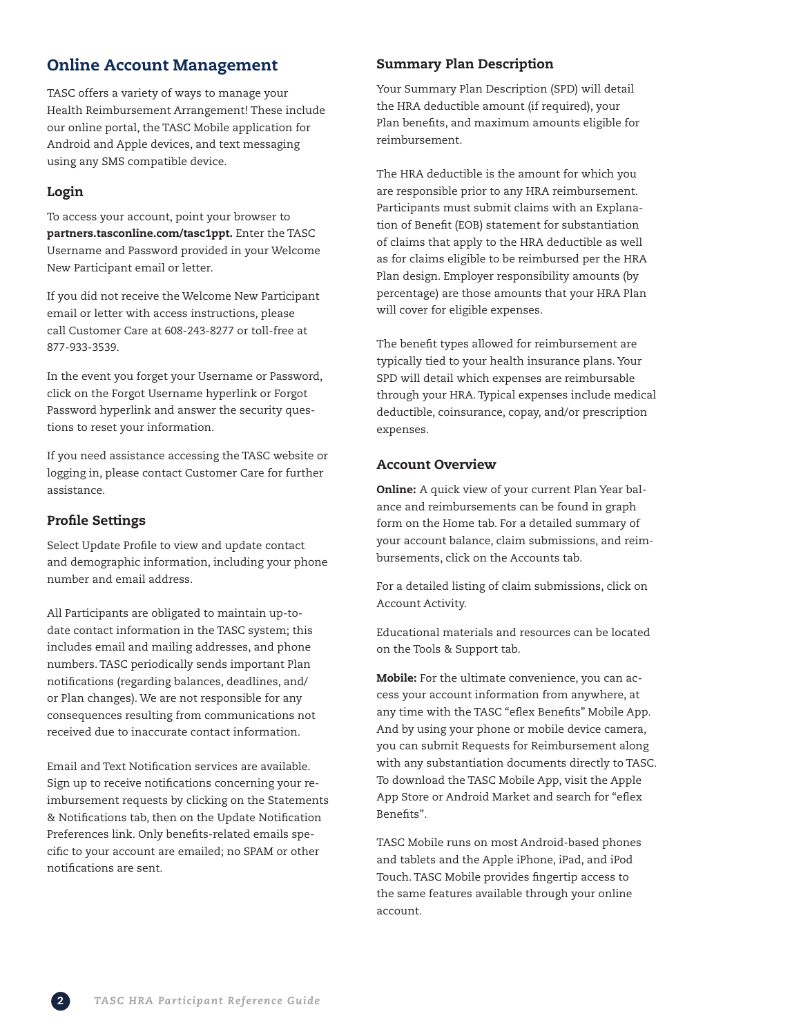## Online Account Management

TASC offers a variety of ways to manage your Health Reimbursement Arrangement! These include our online portal, the TASC Mobile application for Android and Apple devices, and text messaging using any SMS compatible device.

### Login

To access your account, point your browser to **partners.tasconline.com/tasc1ppt.** Enter the TASC Username and Password provided in your Welcome New Participant email or letter.

If you did not receive the Welcome New Participant email or letter with access instructions, please call Customer Care at 608-243-8277 or toll-free at 877-933-3539.

In the event you forget your Username or Password, click on the Forgot Username hyperlink or Forgot Password hyperlink and answer the security questions to reset your information.

If you need assistance accessing the TASC website or logging in, please contact Customer Care for further assistance.

### Profile Settings

Select Update Profile to view and update contact and demographic information, including your phone number and email address.

All Participants are obligated to maintain up-to-date contact information in the TASC system; this includes email and mailing addresses, and phone numbers. TASC periodically sends important Plan notifications (regarding balances, deadlines, and/or Plan changes). We are not responsible for any consequences resulting from communications not received due to inaccurate contact information.

Email and Text Notification services are available. Sign up to receive notifications concerning your reimbursement requests by clicking on the Statements & Notifications tab, then on the Update Notification Preferences link. Only benefits-related emails specific to your account are emailed; no SPAM or other notifications are sent.

### Summary Plan Description

Your Summary Plan Description (SPD) will detail the HRA deductible amount (if required), your Plan benefits, and maximum amounts eligible for reimbursement.

The HRA deductible is the amount for which you are responsible prior to any HRA reimbursement. Participants must submit claims with an Explanation of Benefit (EOB) statement for substantiation of claims that apply to the HRA deductible as well as for claims eligible to be reimbursed per the HRA Plan design. Employer responsibility amounts (by percentage) are those amounts that your HRA Plan will cover for eligible expenses.

The benefit types allowed for reimbursement are typically tied to your health insurance plans. Your SPD will detail which expenses are reimbursable through your HRA. Typical expenses include medical deductible, coinsurance, copay, and/or prescription expenses.

### Account Overview

**Online:** A quick view of your current Plan Year balance and reimbursements can be found in graph form on the Home tab. For a detailed summary of your account balance, claim submissions, and reimbursements, click on the Accounts tab.

For a detailed listing of claim submissions, click on Account Activity.

Educational materials and resources can be located on the Tools & Support tab.

**Mobile:** For the ultimate convenience, you can access your account information from anywhere, at any time with the TASC "eflex Benefits" Mobile App. And by using your phone or mobile device camera, you can submit Requests for Reimbursement along with any substantiation documents directly to TASC. To download the TASC Mobile App, visit the Apple App Store or Android Market and search for "eflex Benefits".

TASC Mobile runs on most Android-based phones and tablets and the Apple iPhone, iPad, and iPod Touch. TASC Mobile provides fingertip access to the same features available through your online account.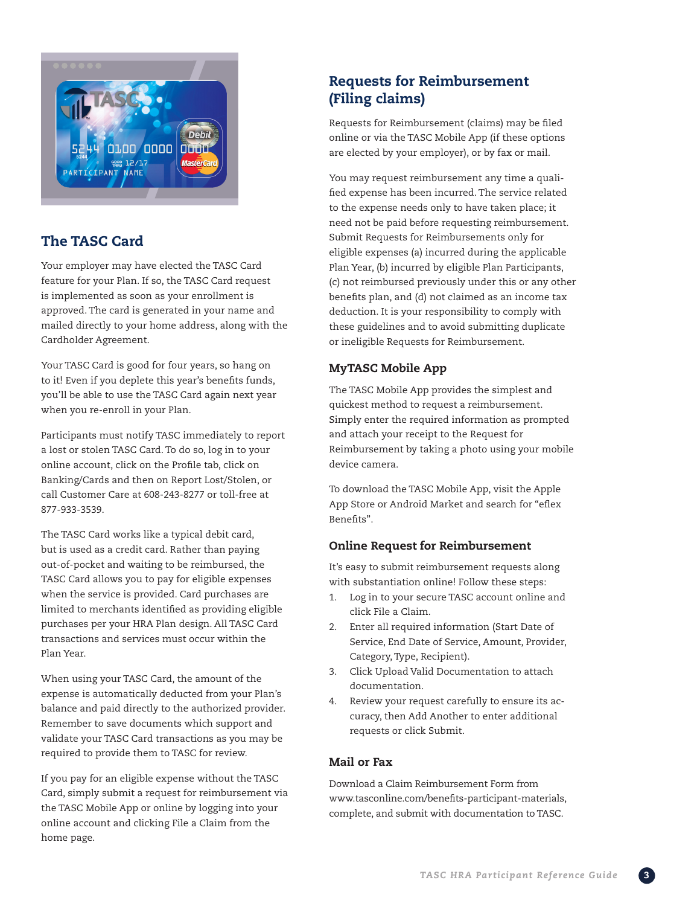## The TASC Card

Your employer may have elected the TASC Card feature for your Plan. If so, the TASC Card request is implemented as soon as your enrollment is approved. The card is generated in your name and mailed directly to your home address, along with the Cardholder Agreement.

Your TASC Card is good for four years, so hang on to it! Even if you deplete this year's benefits funds, you'll be able to use the TASC Card again next year when you re-enroll in your Plan.

Participants must notify TASC immediately to report a lost or stolen TASC Card. To do so, log in to your online account, click on the Profile tab, click on Banking/Cards and then on Report Lost/Stolen, or call Customer Care at 608-243-8277 or toll-free at 877-933-3539.

The TASC Card works like a typical debit card, but is used as a credit card. Rather than paying out-of-pocket and waiting to be reimbursed, the TASC Card allows you to pay for eligible expenses when the service is provided. Card purchases are limited to merchants identified as providing eligible purchases per your HRA Plan design. All TASC Card transactions and services must occur within the Plan Year.

When using your TASC Card, the amount of the expense is automatically deducted from your Plan's balance and paid directly to the authorized provider. Remember to save documents which support and validate your TASC Card transactions as you may be required to provide them to TASC for review.

If you pay for an eligible expense without the TASC Card, simply submit a request for reimbursement via the TASC Mobile App or online by logging into your online account and clicking File a Claim from the home page.

## Requests for Reimbursement (Filing claims)

Requests for Reimbursement (claims) may be filed online or via the TASC Mobile App (if these options are elected by your employer), or by fax or mail.

You may request reimbursement any time a qualified expense has been incurred. The service related to the expense needs only to have taken place; it need not be paid before requesting reimbursement. Submit Requests for Reimbursements only for eligible expenses (a) incurred during the applicable Plan Year, (b) incurred by eligible Plan Participants, (c) not reimbursed previously under this or any other benefits plan, and (d) not claimed as an income tax deduction. It is your responsibility to comply with these guidelines and to avoid submitting duplicate or ineligible Requests for Reimbursement.

### MyTASC Mobile App

The TASC Mobile App provides the simplest and quickest method to request a reimbursement. Simply enter the required information as prompted and attach your receipt to the Request for Reimbursement by taking a photo using your mobile device camera.

To download the TASC Mobile App, visit the Apple App Store or Android Market and search for "eflex Benefits".

### Online Request for Reimbursement

It's easy to submit reimbursement requests along with substantiation online! Follow these steps:

1. Log in to your secure TASC account online and click File a Claim.
2. Enter all required information (Start Date of Service, End Date of Service, Amount, Provider, Category, Type, Recipient).
3. Click Upload Valid Documentation to attach documentation.
4. Review your request carefully to ensure its accuracy, then Add Another to enter additional requests or click Submit.

### Mail or Fax

Download a Claim Reimbursement Form from www.tasconline.com/benefits-participant-materials, complete, and submit with documentation to TASC.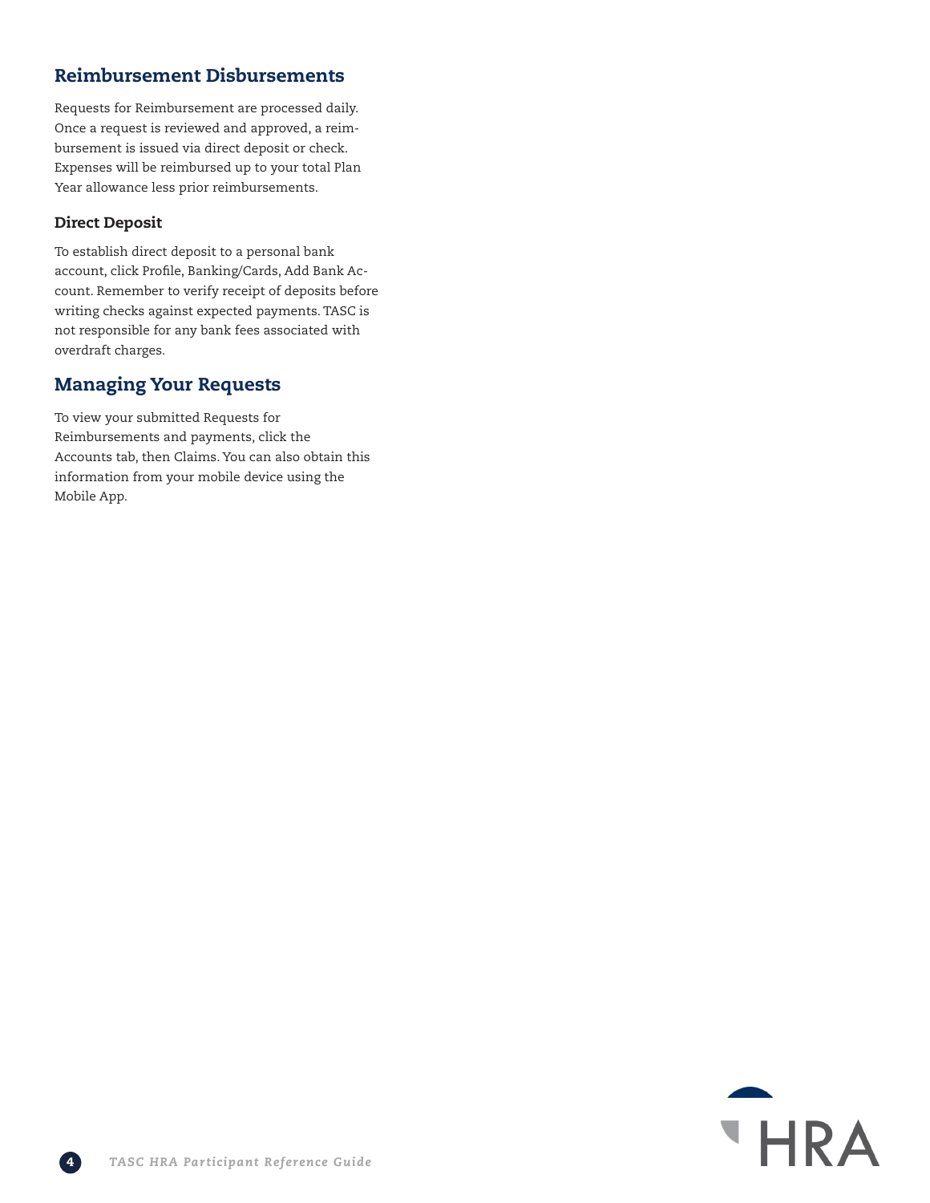## Reimbursement Disbursements

Requests for Reimbursement are processed daily. Once a request is reviewed and approved, a reimbursement is issued via direct deposit or check. Expenses will be reimbursed up to your total Plan Year allowance less prior reimbursements.

### Direct Deposit

To establish direct deposit to a personal bank account, click Profile, Banking/Cards, Add Bank Account. Remember to verify receipt of deposits before writing checks against expected payments. TASC is not responsible for any bank fees associated with overdraft charges.

## Managing Your Requests

To view your submitted Requests for Reimbursements and payments, click the Accounts tab, then Claims. You can also obtain this information from your mobile device using the Mobile App.